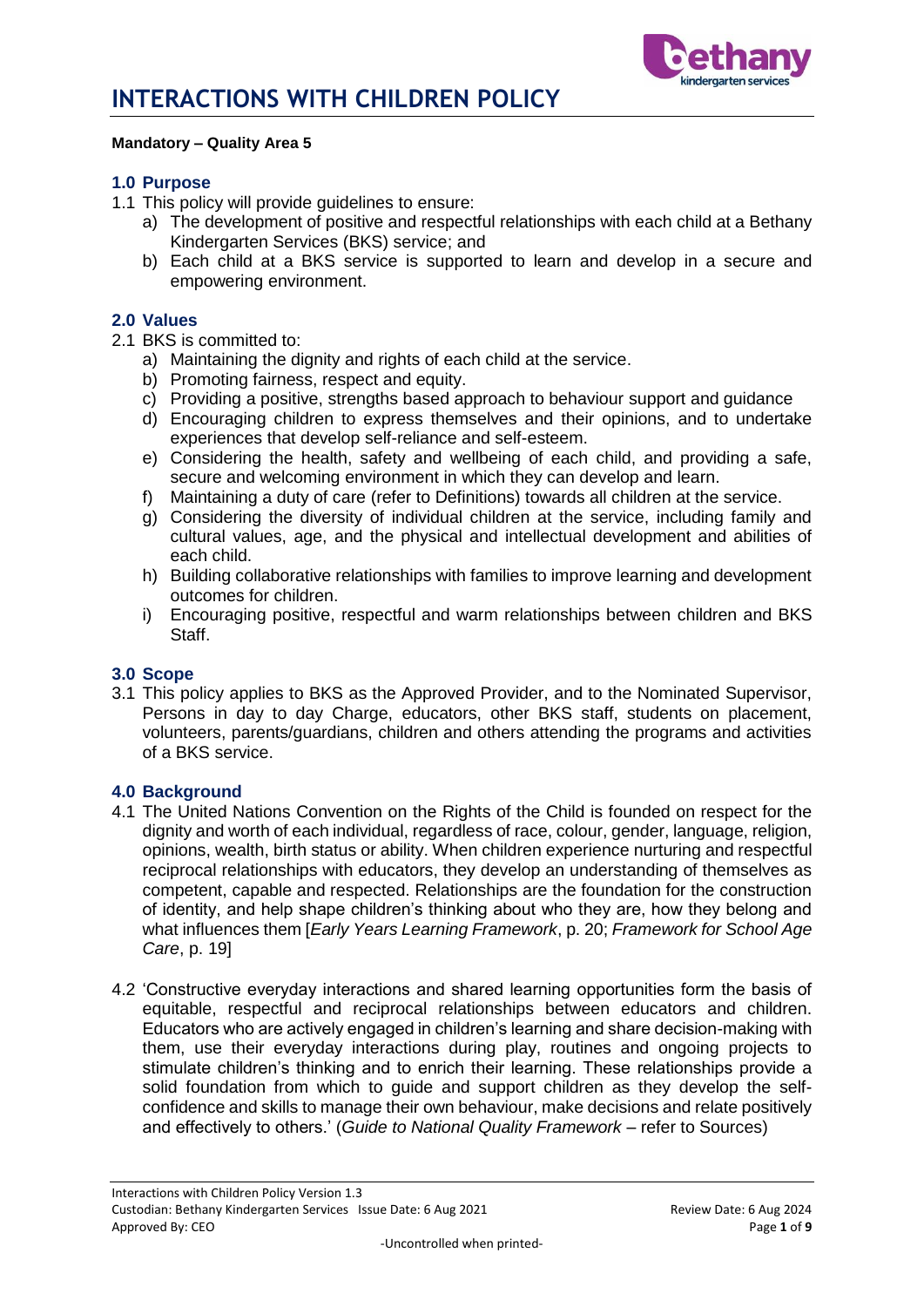# INTERACTIONS WITH CHILDREN POLICY

**Mandatory – Quality Area 5**

## 1.0 Purpose

1.1 This policy will provide guidelines to ensure:

a) The development of positive and respectful relationships with each child at a Bethany Kindergarten Services (BKS) service; and

b) Each child at a BKS service is supported to learn and develop in a secure and empowering environment.

## 2.0 Values

2.1 BKS is committed to:

a) Maintaining the dignity and rights of each child at the service.

b) Promoting fairness, respect and equity.

c) Providing a positive, strengths based approach to behaviour support and guidance

d) Encouraging children to express themselves and their opinions, and to undertake experiences that develop self-reliance and self-esteem.

e) Considering the health, safety and wellbeing of each child, and providing a safe, secure and welcoming environment in which they can develop and learn.

f) Maintaining a duty of care (refer to Definitions) towards all children at the service.

g) Considering the diversity of individual children at the service, including family and cultural values, age, and the physical and intellectual development and abilities of each child.

h) Building collaborative relationships with families to improve learning and development outcomes for children.

i) Encouraging positive, respectful and warm relationships between children and BKS Staff.

## 3.0 Scope

3.1 This policy applies to BKS as the Approved Provider, and to the Nominated Supervisor, Persons in day to day Charge, educators, other BKS staff, students on placement, volunteers, parents/guardians, children and others attending the programs and activities of a BKS service.

## 4.0 Background

4.1 The United Nations Convention on the Rights of the Child is founded on respect for the dignity and worth of each individual, regardless of race, colour, gender, language, religion, opinions, wealth, birth status or ability. When children experience nurturing and respectful reciprocal relationships with educators, they develop an understanding of themselves as competent, capable and respected. Relationships are the foundation for the construction of identity, and help shape children's thinking about who they are, how they belong and what influences them [*Early Years Learning Framework*, p. 20; *Framework for School Age Care*, p. 19]

4.2 'Constructive everyday interactions and shared learning opportunities form the basis of equitable, respectful and reciprocal relationships between educators and children. Educators who are actively engaged in children's learning and share decision-making with them, use their everyday interactions during play, routines and ongoing projects to stimulate children's thinking and to enrich their learning. These relationships provide a solid foundation from which to guide and support children as they develop the self-confidence and skills to manage their own behaviour, make decisions and relate positively and effectively to others.' (*Guide to National Quality Framework* – refer to Sources)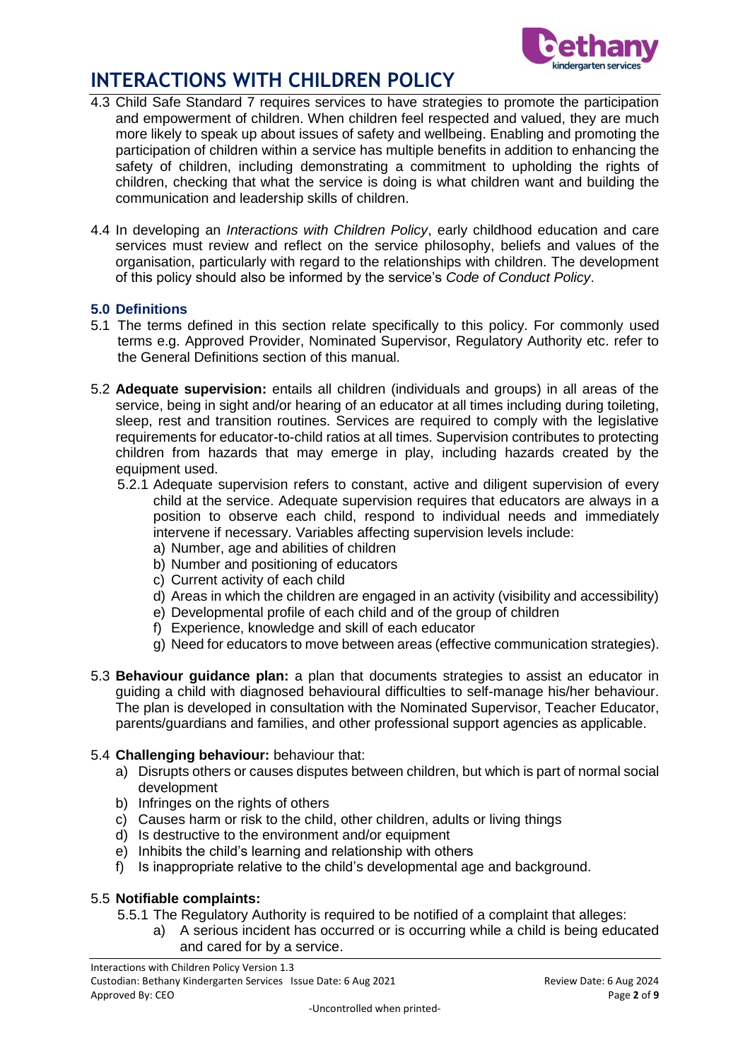4.3 Child Safe Standard 7 requires services to have strategies to promote the participation and empowerment of children. When children feel respected and valued, they are much more likely to speak up about issues of safety and wellbeing. Enabling and promoting the participation of children within a service has multiple benefits in addition to enhancing the safety of children, including demonstrating a commitment to upholding the rights of children, checking that what the service is doing is what children want and building the communication and leadership skills of children.

4.4 In developing an *Interactions with Children Policy*, early childhood education and care services must review and reflect on the service philosophy, beliefs and values of the organisation, particularly with regard to the relationships with children. The development of this policy should also be informed by the service's *Code of Conduct Policy*.

### 5.0 Definitions

5.1 The terms defined in this section relate specifically to this policy. For commonly used terms e.g. Approved Provider, Nominated Supervisor, Regulatory Authority etc. refer to the General Definitions section of this manual.

5.2 **Adequate supervision:** entails all children (individuals and groups) in all areas of the service, being in sight and/or hearing of an educator at all times including during toileting, sleep, rest and transition routines. Services are required to comply with the legislative requirements for educator-to-child ratios at all times. Supervision contributes to protecting children from hazards that may emerge in play, including hazards created by the equipment used.

5.2.1 Adequate supervision refers to constant, active and diligent supervision of every child at the service. Adequate supervision requires that educators are always in a position to observe each child, respond to individual needs and immediately intervene if necessary. Variables affecting supervision levels include:

a) Number, age and abilities of children
b) Number and positioning of educators
c) Current activity of each child
d) Areas in which the children are engaged in an activity (visibility and accessibility)
e) Developmental profile of each child and of the group of children
f) Experience, knowledge and skill of each educator
g) Need for educators to move between areas (effective communication strategies).

5.3 **Behaviour guidance plan:** a plan that documents strategies to assist an educator in guiding a child with diagnosed behavioural difficulties to self-manage his/her behaviour. The plan is developed in consultation with the Nominated Supervisor, Teacher Educator, parents/guardians and families, and other professional support agencies as applicable.

5.4 **Challenging behaviour:** behaviour that:

a) Disrupts others or causes disputes between children, but which is part of normal social development
b) Infringes on the rights of others
c) Causes harm or risk to the child, other children, adults or living things
d) Is destructive to the environment and/or equipment
e) Inhibits the child's learning and relationship with others
f) Is inappropriate relative to the child's developmental age and background.

5.5 **Notifiable complaints:**

5.5.1 The Regulatory Authority is required to be notified of a complaint that alleges:

a) A serious incident has occurred or is occurring while a child is being educated and cared for by a service.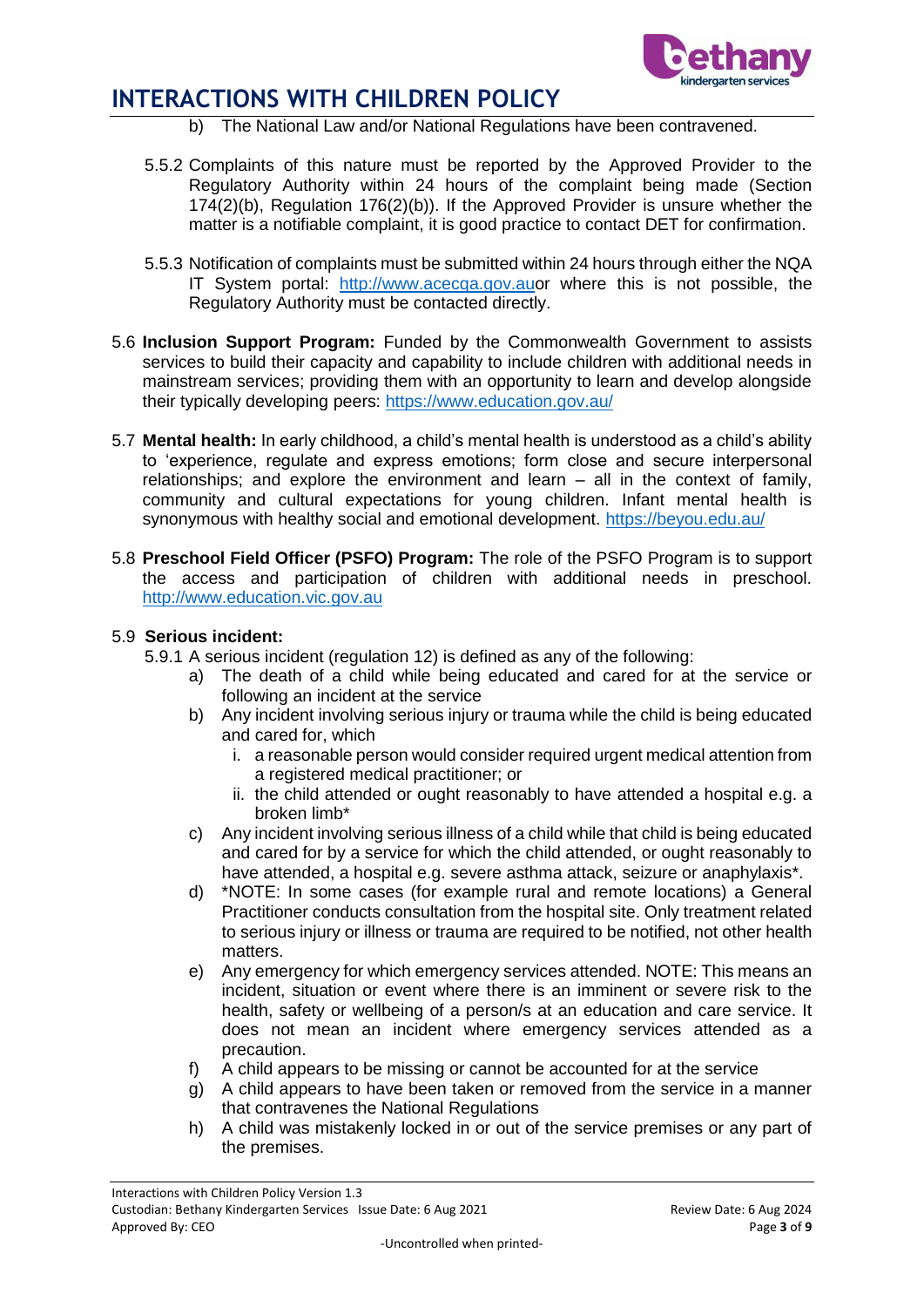b) The National Law and/or National Regulations have been contravened.

5.5.2 Complaints of this nature must be reported by the Approved Provider to the Regulatory Authority within 24 hours of the complaint being made (Section 174(2)(b), Regulation 176(2)(b)). If the Approved Provider is unsure whether the matter is a notifiable complaint, it is good practice to contact DET for confirmation.

5.5.3 Notification of complaints must be submitted within 24 hours through either the NQA IT System portal: http://www.acecqa.gov.auor where this is not possible, the Regulatory Authority must be contacted directly.

5.6 **Inclusion Support Program:** Funded by the Commonwealth Government to assists services to build their capacity and capability to include children with additional needs in mainstream services; providing them with an opportunity to learn and develop alongside their typically developing peers: https://www.education.gov.au/

5.7 **Mental health:** In early childhood, a child's mental health is understood as a child's ability to 'experience, regulate and express emotions; form close and secure interpersonal relationships; and explore the environment and learn – all in the context of family, community and cultural expectations for young children. Infant mental health is synonymous with healthy social and emotional development. https://beyou.edu.au/

5.8 **Preschool Field Officer (PSFO) Program:** The role of the PSFO Program is to support the access and participation of children with additional needs in preschool. http://www.education.vic.gov.au

5.9 **Serious incident:**

5.9.1 A serious incident (regulation 12) is defined as any of the following:

a) The death of a child while being educated and cared for at the service or following an incident at the service
b) Any incident involving serious injury or trauma while the child is being educated and cared for, which
   i. a reasonable person would consider required urgent medical attention from a registered medical practitioner; or
   ii. the child attended or ought reasonably to have attended a hospital e.g. a broken limb*
c) Any incident involving serious illness of a child while that child is being educated and cared for by a service for which the child attended, or ought reasonably to have attended, a hospital e.g. severe asthma attack, seizure or anaphylaxis*.
d) *NOTE: In some cases (for example rural and remote locations) a General Practitioner conducts consultation from the hospital site. Only treatment related to serious injury or illness or trauma are required to be notified, not other health matters.
e) Any emergency for which emergency services attended. NOTE: This means an incident, situation or event where there is an imminent or severe risk to the health, safety or wellbeing of a person/s at an education and care service. It does not mean an incident where emergency services attended as a precaution.
f) A child appears to be missing or cannot be accounted for at the service
g) A child appears to have been taken or removed from the service in a manner that contravenes the National Regulations
h) A child was mistakenly locked in or out of the service premises or any part of the premises.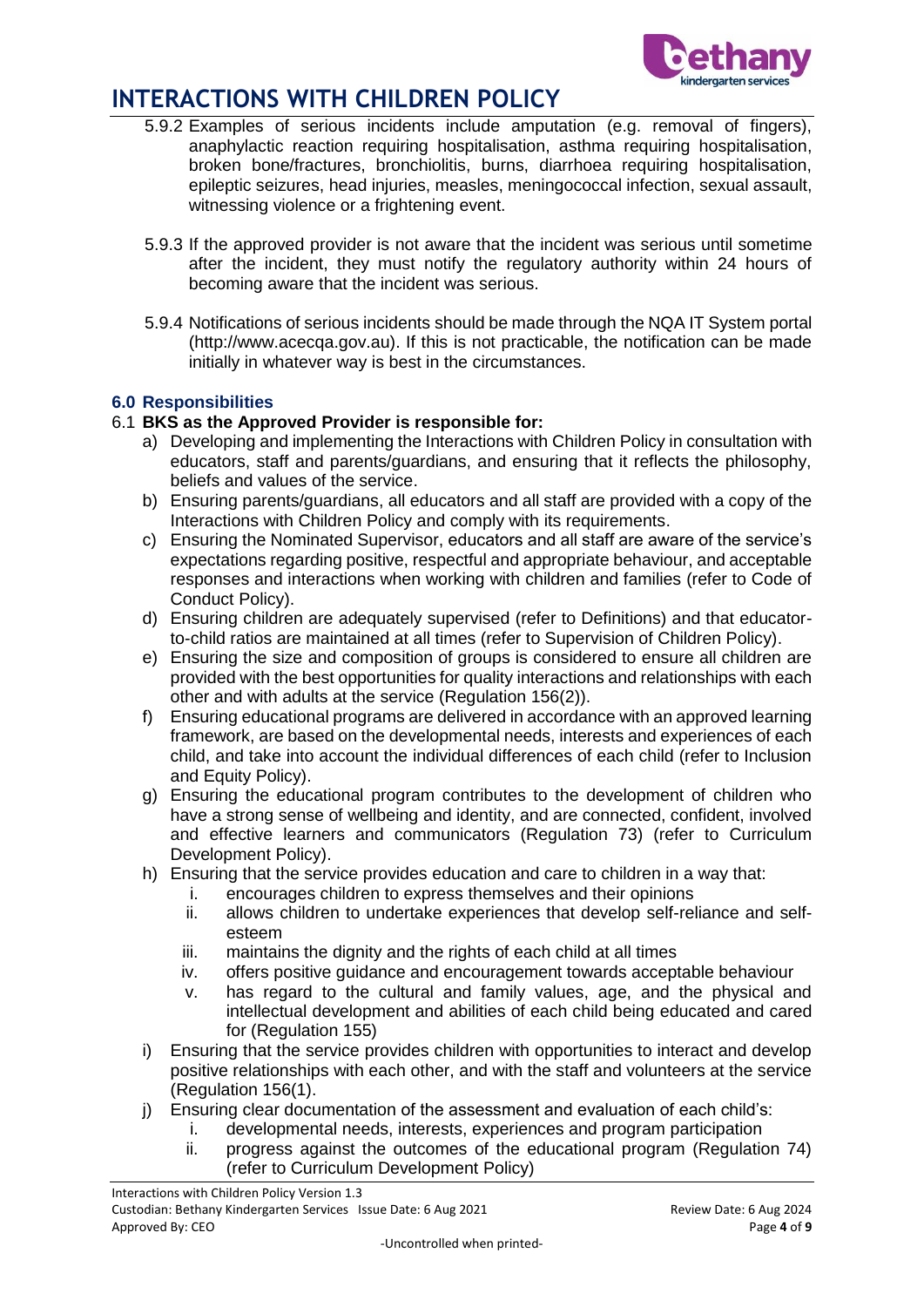5.9.2 Examples of serious incidents include amputation (e.g. removal of fingers), anaphylactic reaction requiring hospitalisation, asthma requiring hospitalisation, broken bone/fractures, bronchiolitis, burns, diarrhoea requiring hospitalisation, epileptic seizures, head injuries, measles, meningococcal infection, sexual assault, witnessing violence or a frightening event.

5.9.3 If the approved provider is not aware that the incident was serious until sometime after the incident, they must notify the regulatory authority within 24 hours of becoming aware that the incident was serious.

5.9.4 Notifications of serious incidents should be made through the NQA IT System portal (http://www.acecqa.gov.au). If this is not practicable, the notification can be made initially in whatever way is best in the circumstances.

### 6.0 Responsibilities

6.1 **BKS as the Approved Provider is responsible for:**

a) Developing and implementing the Interactions with Children Policy in consultation with educators, staff and parents/guardians, and ensuring that it reflects the philosophy, beliefs and values of the service.

b) Ensuring parents/guardians, all educators and all staff are provided with a copy of the Interactions with Children Policy and comply with its requirements.

c) Ensuring the Nominated Supervisor, educators and all staff are aware of the service's expectations regarding positive, respectful and appropriate behaviour, and acceptable responses and interactions when working with children and families (refer to Code of Conduct Policy).

d) Ensuring children are adequately supervised (refer to Definitions) and that educator-to-child ratios are maintained at all times (refer to Supervision of Children Policy).

e) Ensuring the size and composition of groups is considered to ensure all children are provided with the best opportunities for quality interactions and relationships with each other and with adults at the service (Regulation 156(2)).

f) Ensuring educational programs are delivered in accordance with an approved learning framework, are based on the developmental needs, interests and experiences of each child, and take into account the individual differences of each child (refer to Inclusion and Equity Policy).

g) Ensuring the educational program contributes to the development of children who have a strong sense of wellbeing and identity, and are connected, confident, involved and effective learners and communicators (Regulation 73) (refer to Curriculum Development Policy).

h) Ensuring that the service provides education and care to children in a way that:

   i. encourages children to express themselves and their opinions
   ii. allows children to undertake experiences that develop self-reliance and self-esteem
   iii. maintains the dignity and the rights of each child at all times
   iv. offers positive guidance and encouragement towards acceptable behaviour
   v. has regard to the cultural and family values, age, and the physical and intellectual development and abilities of each child being educated and cared for (Regulation 155)

i) Ensuring that the service provides children with opportunities to interact and develop positive relationships with each other, and with the staff and volunteers at the service (Regulation 156(1).

j) Ensuring clear documentation of the assessment and evaluation of each child's:

   i. developmental needs, interests, experiences and program participation
   ii. progress against the outcomes of the educational program (Regulation 74) (refer to Curriculum Development Policy)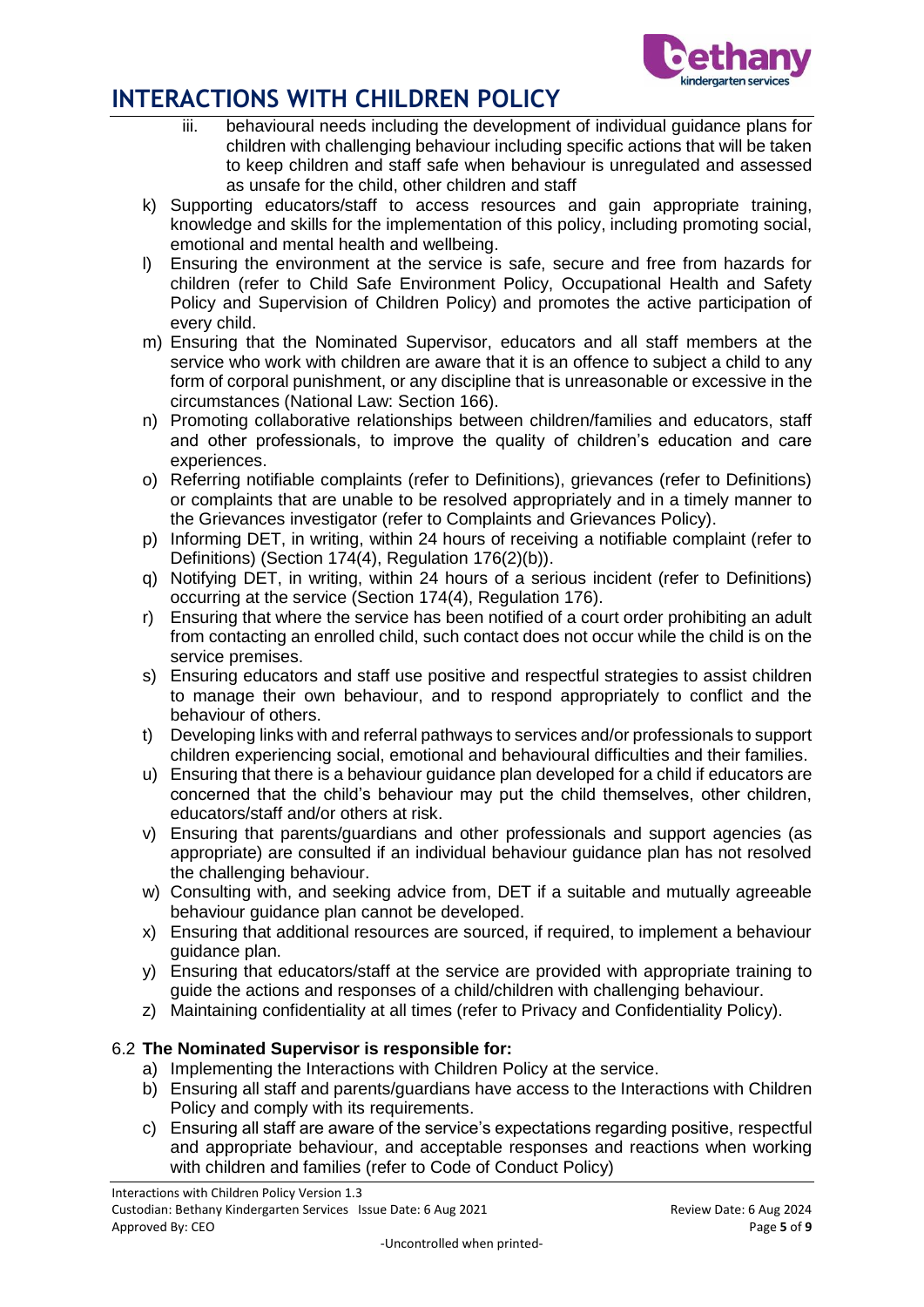iii. behavioural needs including the development of individual guidance plans for children with challenging behaviour including specific actions that will be taken to keep children and staff safe when behaviour is unregulated and assessed as unsafe for the child, other children and staff

k) Supporting educators/staff to access resources and gain appropriate training, knowledge and skills for the implementation of this policy, including promoting social, emotional and mental health and wellbeing.
l) Ensuring the environment at the service is safe, secure and free from hazards for children (refer to Child Safe Environment Policy, Occupational Health and Safety Policy and Supervision of Children Policy) and promotes the active participation of every child.
m) Ensuring that the Nominated Supervisor, educators and all staff members at the service who work with children are aware that it is an offence to subject a child to any form of corporal punishment, or any discipline that is unreasonable or excessive in the circumstances (National Law: Section 166).
n) Promoting collaborative relationships between children/families and educators, staff and other professionals, to improve the quality of children's education and care experiences.
o) Referring notifiable complaints (refer to Definitions), grievances (refer to Definitions) or complaints that are unable to be resolved appropriately and in a timely manner to the Grievances investigator (refer to Complaints and Grievances Policy).
p) Informing DET, in writing, within 24 hours of receiving a notifiable complaint (refer to Definitions) (Section 174(4), Regulation 176(2)(b)).
q) Notifying DET, in writing, within 24 hours of a serious incident (refer to Definitions) occurring at the service (Section 174(4), Regulation 176).
r) Ensuring that where the service has been notified of a court order prohibiting an adult from contacting an enrolled child, such contact does not occur while the child is on the service premises.
s) Ensuring educators and staff use positive and respectful strategies to assist children to manage their own behaviour, and to respond appropriately to conflict and the behaviour of others.
t) Developing links with and referral pathways to services and/or professionals to support children experiencing social, emotional and behavioural difficulties and their families.
u) Ensuring that there is a behaviour guidance plan developed for a child if educators are concerned that the child's behaviour may put the child themselves, other children, educators/staff and/or others at risk.
v) Ensuring that parents/guardians and other professionals and support agencies (as appropriate) are consulted if an individual behaviour guidance plan has not resolved the challenging behaviour.
w) Consulting with, and seeking advice from, DET if a suitable and mutually agreeable behaviour guidance plan cannot be developed.
x) Ensuring that additional resources are sourced, if required, to implement a behaviour guidance plan.
y) Ensuring that educators/staff at the service are provided with appropriate training to guide the actions and responses of a child/children with challenging behaviour.
z) Maintaining confidentiality at all times (refer to Privacy and Confidentiality Policy).

### 6.2 **The Nominated Supervisor is responsible for:**

a) Implementing the Interactions with Children Policy at the service.
b) Ensuring all staff and parents/guardians have access to the Interactions with Children Policy and comply with its requirements.
c) Ensuring all staff are aware of the service's expectations regarding positive, respectful and appropriate behaviour, and acceptable responses and reactions when working with children and families (refer to Code of Conduct Policy)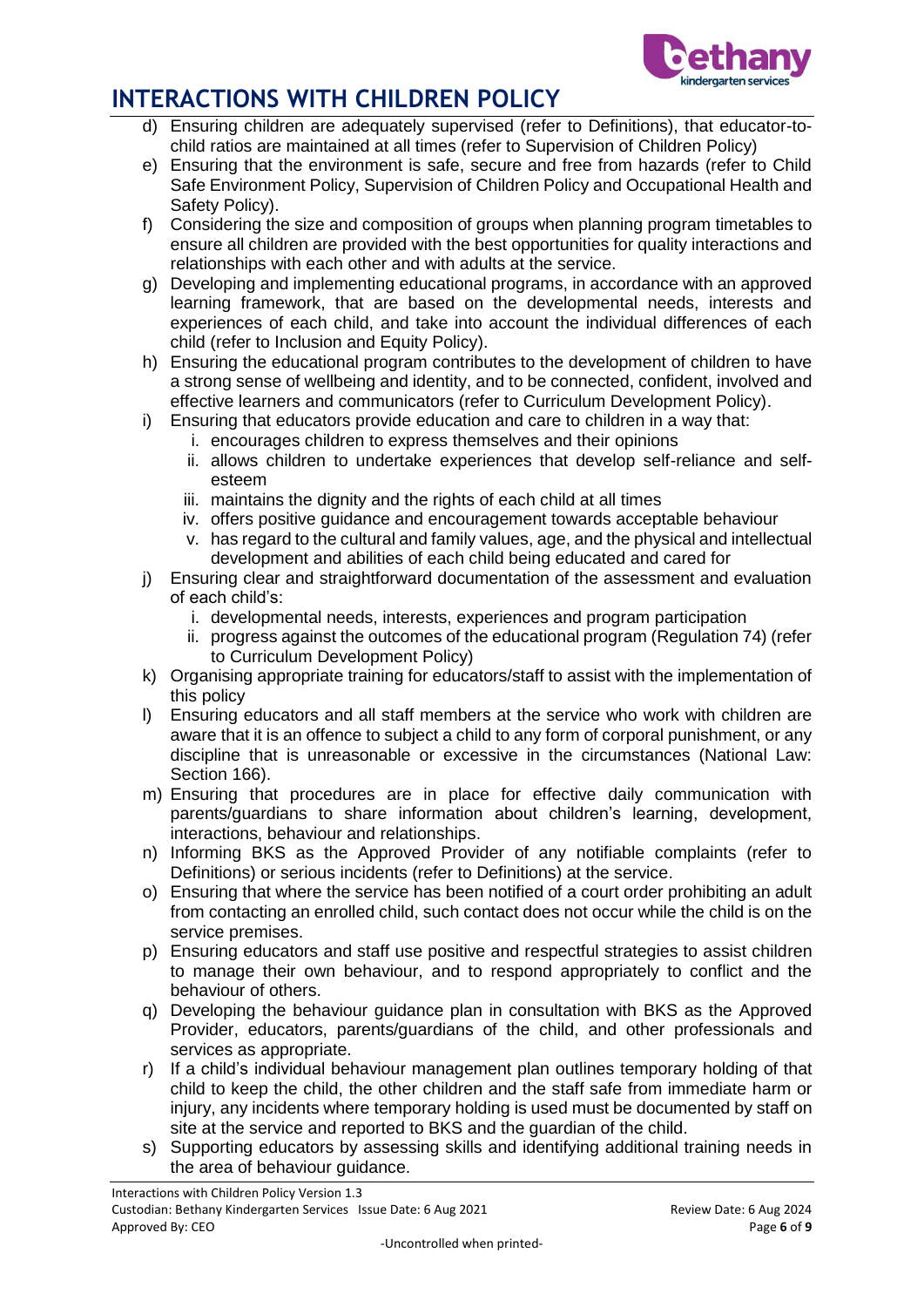d) Ensuring children are adequately supervised (refer to Definitions), that educator-to-child ratios are maintained at all times (refer to Supervision of Children Policy)
e) Ensuring that the environment is safe, secure and free from hazards (refer to Child Safe Environment Policy, Supervision of Children Policy and Occupational Health and Safety Policy).
f) Considering the size and composition of groups when planning program timetables to ensure all children are provided with the best opportunities for quality interactions and relationships with each other and with adults at the service.
g) Developing and implementing educational programs, in accordance with an approved learning framework, that are based on the developmental needs, interests and experiences of each child, and take into account the individual differences of each child (refer to Inclusion and Equity Policy).
h) Ensuring the educational program contributes to the development of children to have a strong sense of wellbeing and identity, and to be connected, confident, involved and effective learners and communicators (refer to Curriculum Development Policy).
i) Ensuring that educators provide education and care to children in a way that:
   i. encourages children to express themselves and their opinions
   ii. allows children to undertake experiences that develop self-reliance and self-esteem
   iii. maintains the dignity and the rights of each child at all times
   iv. offers positive guidance and encouragement towards acceptable behaviour
   v. has regard to the cultural and family values, age, and the physical and intellectual development and abilities of each child being educated and cared for
j) Ensuring clear and straightforward documentation of the assessment and evaluation of each child's:
   i. developmental needs, interests, experiences and program participation
   ii. progress against the outcomes of the educational program (Regulation 74) (refer to Curriculum Development Policy)
k) Organising appropriate training for educators/staff to assist with the implementation of this policy
l) Ensuring educators and all staff members at the service who work with children are aware that it is an offence to subject a child to any form of corporal punishment, or any discipline that is unreasonable or excessive in the circumstances (National Law: Section 166).
m) Ensuring that procedures are in place for effective daily communication with parents/guardians to share information about children's learning, development, interactions, behaviour and relationships.
n) Informing BKS as the Approved Provider of any notifiable complaints (refer to Definitions) or serious incidents (refer to Definitions) at the service.
o) Ensuring that where the service has been notified of a court order prohibiting an adult from contacting an enrolled child, such contact does not occur while the child is on the service premises.
p) Ensuring educators and staff use positive and respectful strategies to assist children to manage their own behaviour, and to respond appropriately to conflict and the behaviour of others.
q) Developing the behaviour guidance plan in consultation with BKS as the Approved Provider, educators, parents/guardians of the child, and other professionals and services as appropriate.
r) If a child's individual behaviour management plan outlines temporary holding of that child to keep the child, the other children and the staff safe from immediate harm or injury, any incidents where temporary holding is used must be documented by staff on site at the service and reported to BKS and the guardian of the child.
s) Supporting educators by assessing skills and identifying additional training needs in the area of behaviour guidance.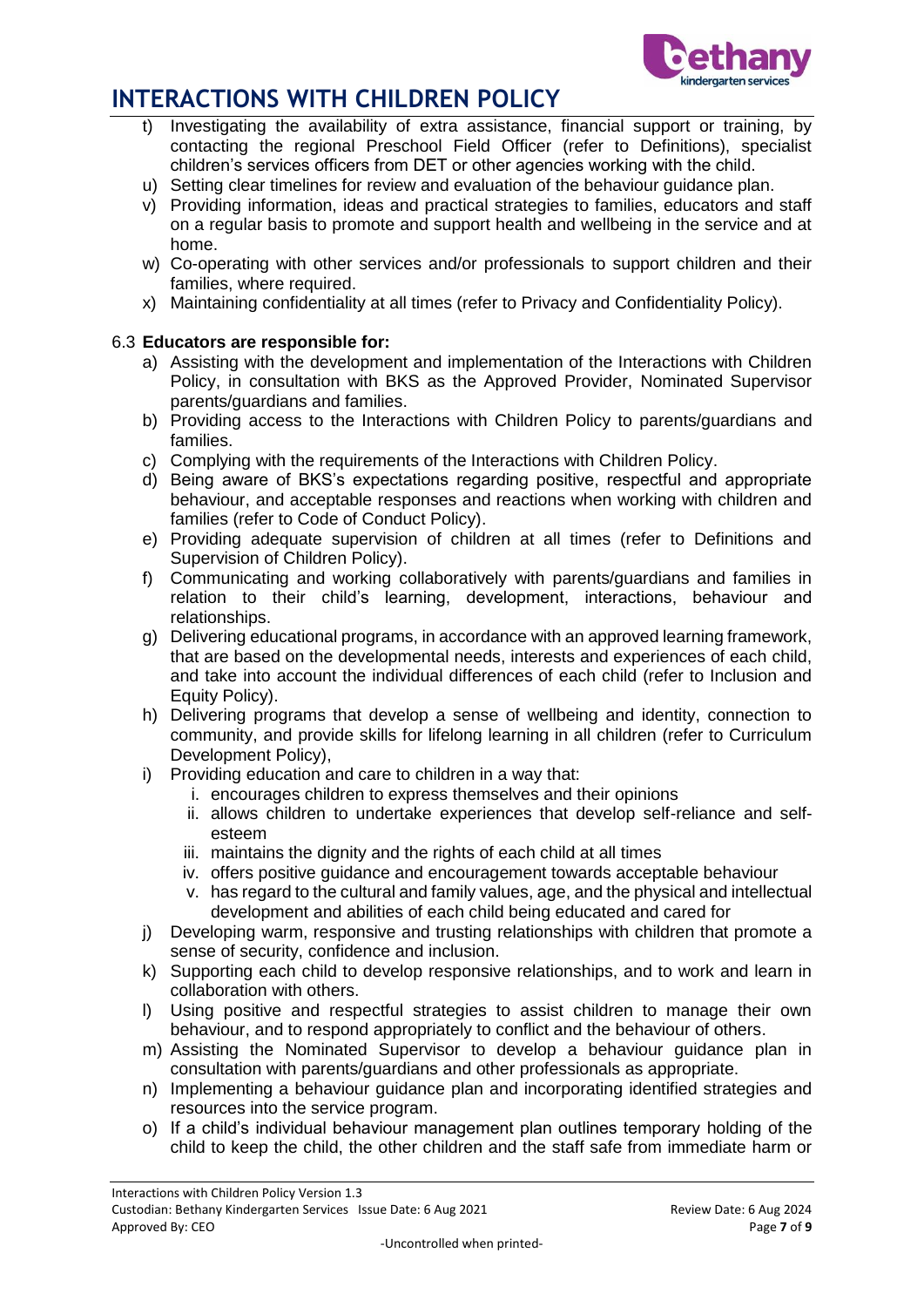t) Investigating the availability of extra assistance, financial support or training, by contacting the regional Preschool Field Officer (refer to Definitions), specialist children's services officers from DET or other agencies working with the child.
u) Setting clear timelines for review and evaluation of the behaviour guidance plan.
v) Providing information, ideas and practical strategies to families, educators and staff on a regular basis to promote and support health and wellbeing in the service and at home.
w) Co-operating with other services and/or professionals to support children and their families, where required.
x) Maintaining confidentiality at all times (refer to Privacy and Confidentiality Policy).

6.3 **Educators are responsible for:**

a) Assisting with the development and implementation of the Interactions with Children Policy, in consultation with BKS as the Approved Provider, Nominated Supervisor parents/guardians and families.
b) Providing access to the Interactions with Children Policy to parents/guardians and families.
c) Complying with the requirements of the Interactions with Children Policy.
d) Being aware of BKS's expectations regarding positive, respectful and appropriate behaviour, and acceptable responses and reactions when working with children and families (refer to Code of Conduct Policy).
e) Providing adequate supervision of children at all times (refer to Definitions and Supervision of Children Policy).
f) Communicating and working collaboratively with parents/guardians and families in relation to their child's learning, development, interactions, behaviour and relationships.
g) Delivering educational programs, in accordance with an approved learning framework, that are based on the developmental needs, interests and experiences of each child, and take into account the individual differences of each child (refer to Inclusion and Equity Policy).
h) Delivering programs that develop a sense of wellbeing and identity, connection to community, and provide skills for lifelong learning in all children (refer to Curriculum Development Policy),
i) Providing education and care to children in a way that:
   i. encourages children to express themselves and their opinions
   ii. allows children to undertake experiences that develop self-reliance and self-esteem
   iii. maintains the dignity and the rights of each child at all times
   iv. offers positive guidance and encouragement towards acceptable behaviour
   v. has regard to the cultural and family values, age, and the physical and intellectual development and abilities of each child being educated and cared for
j) Developing warm, responsive and trusting relationships with children that promote a sense of security, confidence and inclusion.
k) Supporting each child to develop responsive relationships, and to work and learn in collaboration with others.
l) Using positive and respectful strategies to assist children to manage their own behaviour, and to respond appropriately to conflict and the behaviour of others.
m) Assisting the Nominated Supervisor to develop a behaviour guidance plan in consultation with parents/guardians and other professionals as appropriate.
n) Implementing a behaviour guidance plan and incorporating identified strategies and resources into the service program.
o) If a child's individual behaviour management plan outlines temporary holding of the child to keep the child, the other children and the staff safe from immediate harm or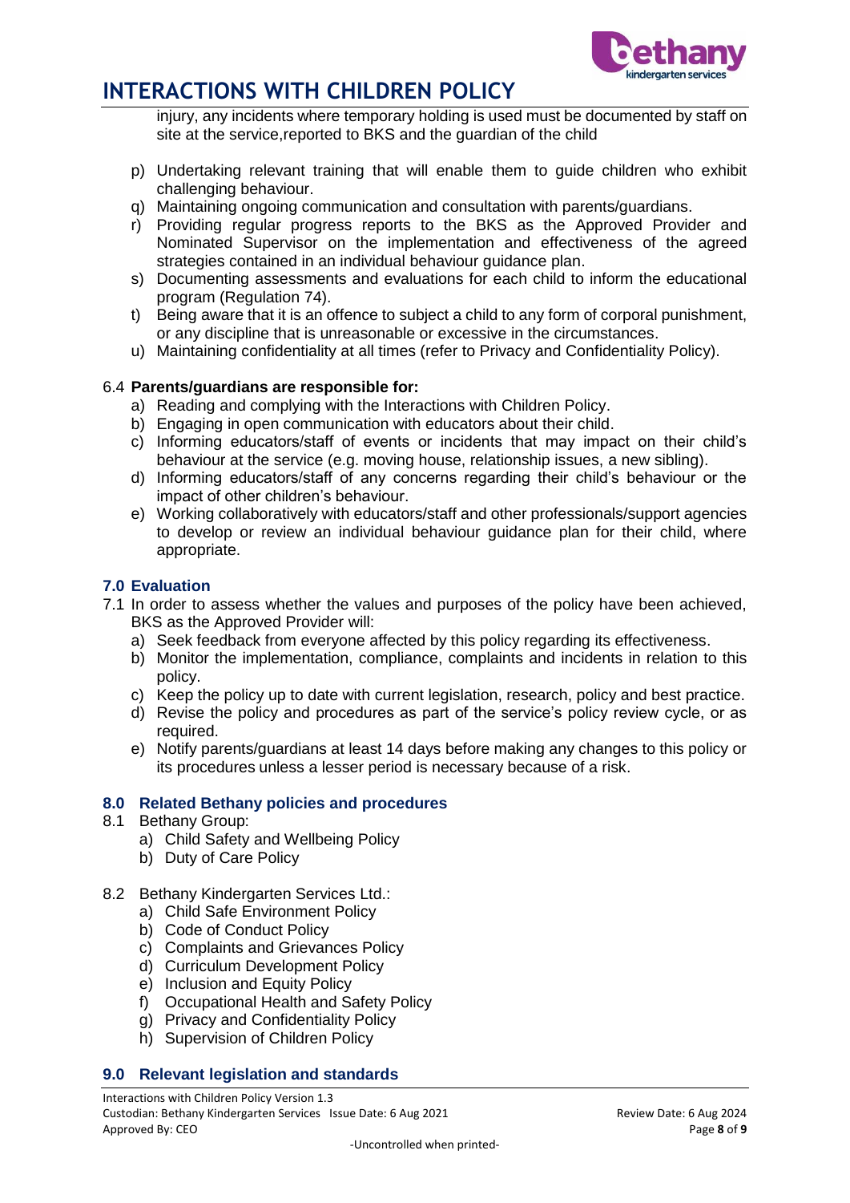injury, any incidents where temporary holding is used must be documented by staff on site at the service,reported to BKS and the guardian of the child

p) Undertaking relevant training that will enable them to guide children who exhibit challenging behaviour.
q) Maintaining ongoing communication and consultation with parents/guardians.
r) Providing regular progress reports to the BKS as the Approved Provider and Nominated Supervisor on the implementation and effectiveness of the agreed strategies contained in an individual behaviour guidance plan.
s) Documenting assessments and evaluations for each child to inform the educational program (Regulation 74).
t) Being aware that it is an offence to subject a child to any form of corporal punishment, or any discipline that is unreasonable or excessive in the circumstances.
u) Maintaining confidentiality at all times (refer to Privacy and Confidentiality Policy).

6.4 **Parents/guardians are responsible for:**

a) Reading and complying with the Interactions with Children Policy.
b) Engaging in open communication with educators about their child.
c) Informing educators/staff of events or incidents that may impact on their child's behaviour at the service (e.g. moving house, relationship issues, a new sibling).
d) Informing educators/staff of any concerns regarding their child's behaviour or the impact of other children's behaviour.
e) Working collaboratively with educators/staff and other professionals/support agencies to develop or review an individual behaviour guidance plan for their child, where appropriate.

## 7.0 Evaluation

7.1 In order to assess whether the values and purposes of the policy have been achieved, BKS as the Approved Provider will:

a) Seek feedback from everyone affected by this policy regarding its effectiveness.
b) Monitor the implementation, compliance, complaints and incidents in relation to this policy.
c) Keep the policy up to date with current legislation, research, policy and best practice.
d) Revise the policy and procedures as part of the service's policy review cycle, or as required.
e) Notify parents/guardians at least 14 days before making any changes to this policy or its procedures unless a lesser period is necessary because of a risk.

## 8.0 Related Bethany policies and procedures

8.1 Bethany Group:

a) Child Safety and Wellbeing Policy
b) Duty of Care Policy

8.2 Bethany Kindergarten Services Ltd.:

a) Child Safe Environment Policy
b) Code of Conduct Policy
c) Complaints and Grievances Policy
d) Curriculum Development Policy
e) Inclusion and Equity Policy
f) Occupational Health and Safety Policy
g) Privacy and Confidentiality Policy
h) Supervision of Children Policy

## 9.0 Relevant legislation and standards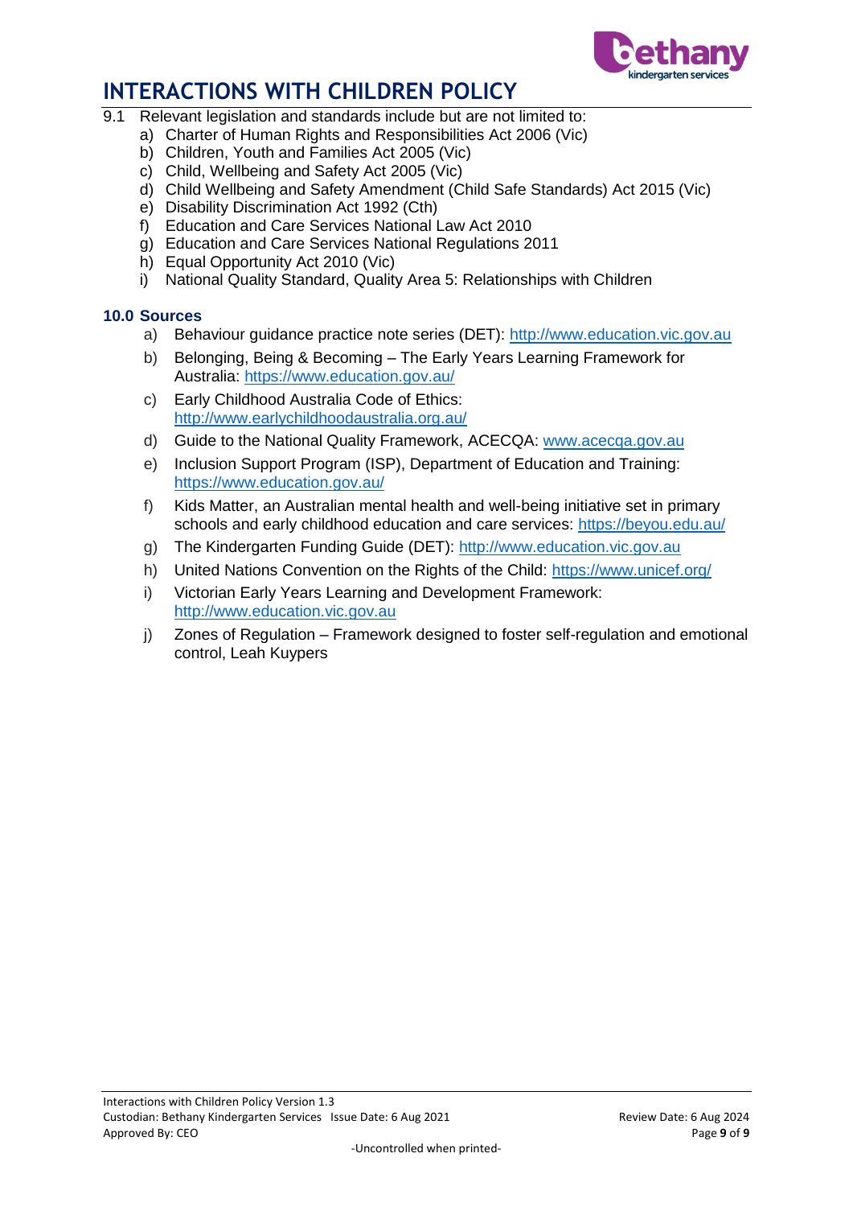9.1 Relevant legislation and standards include but are not limited to:

a) Charter of Human Rights and Responsibilities Act 2006 (Vic)
b) Children, Youth and Families Act 2005 (Vic)
c) Child, Wellbeing and Safety Act 2005 (Vic)
d) Child Wellbeing and Safety Amendment (Child Safe Standards) Act 2015 (Vic)
e) Disability Discrimination Act 1992 (Cth)
f) Education and Care Services National Law Act 2010
g) Education and Care Services National Regulations 2011
h) Equal Opportunity Act 2010 (Vic)
i) National Quality Standard, Quality Area 5: Relationships with Children

## 10.0 Sources

a) Behaviour guidance practice note series (DET): http://www.education.vic.gov.au
b) Belonging, Being & Becoming – The Early Years Learning Framework for Australia: https://www.education.gov.au/
c) Early Childhood Australia Code of Ethics: http://www.earlychildhoodaustralia.org.au/
d) Guide to the National Quality Framework, ACECQA: www.acecqa.gov.au
e) Inclusion Support Program (ISP), Department of Education and Training: https://www.education.gov.au/
f) Kids Matter, an Australian mental health and well-being initiative set in primary schools and early childhood education and care services: https://beyou.edu.au/
g) The Kindergarten Funding Guide (DET): http://www.education.vic.gov.au
h) United Nations Convention on the Rights of the Child: https://www.unicef.org/
i) Victorian Early Years Learning and Development Framework: http://www.education.vic.gov.au
j) Zones of Regulation – Framework designed to foster self-regulation and emotional control, Leah Kuypers